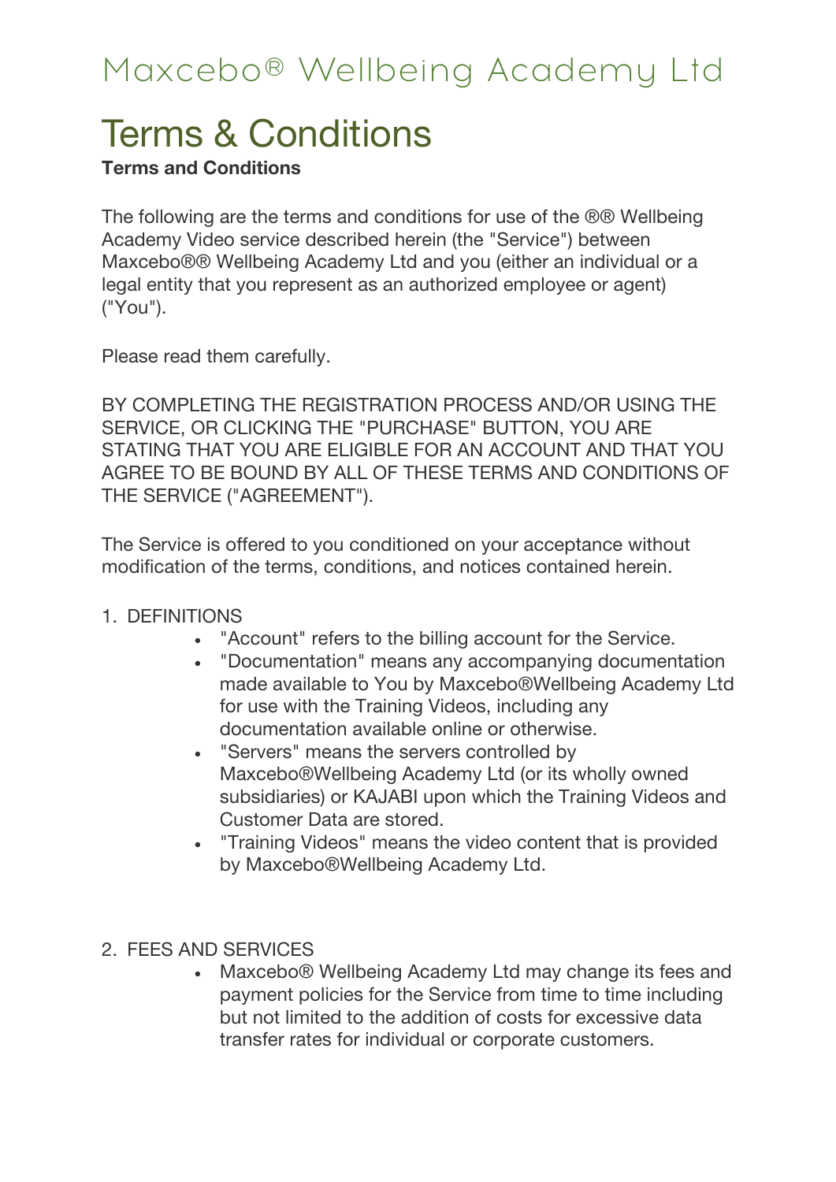# Maxcebo® Wellbeing Academy Ltd

## Terms & Conditions

**Terms and Conditions**

The following are the terms and conditions for use of the ®® Wellbeing Academy Video service described herein (the "Service") between Maxcebo®® Wellbeing Academy Ltd and you (either an individual or a legal entity that you represent as an authorized employee or agent) ("You").

Please read them carefully.

BY COMPLETING THE REGISTRATION PROCESS AND/OR USING THE SERVICE, OR CLICKING THE "PURCHASE" BUTTON, YOU ARE STATING THAT YOU ARE ELIGIBLE FOR AN ACCOUNT AND THAT YOU AGREE TO BE BOUND BY ALL OF THESE TERMS AND CONDITIONS OF THE SERVICE ("AGREEMENT").

The Service is offered to you conditioned on your acceptance without modification of the terms, conditions, and notices contained herein.

1. DEFINITIONS
   - "Account" refers to the billing account for the Service.
   - "Documentation" means any accompanying documentation made available to You by Maxcebo®Wellbeing Academy Ltd for use with the Training Videos, including any documentation available online or otherwise.
   - "Servers" means the servers controlled by Maxcebo®Wellbeing Academy Ltd (or its wholly owned subsidiaries) or KAJABI upon which the Training Videos and Customer Data are stored.
   - "Training Videos" means the video content that is provided by Maxcebo®Wellbeing Academy Ltd.

2. FEES AND SERVICES
   - Maxcebo® Wellbeing Academy Ltd may change its fees and payment policies for the Service from time to time including but not limited to the addition of costs for excessive data transfer rates for individual or corporate customers.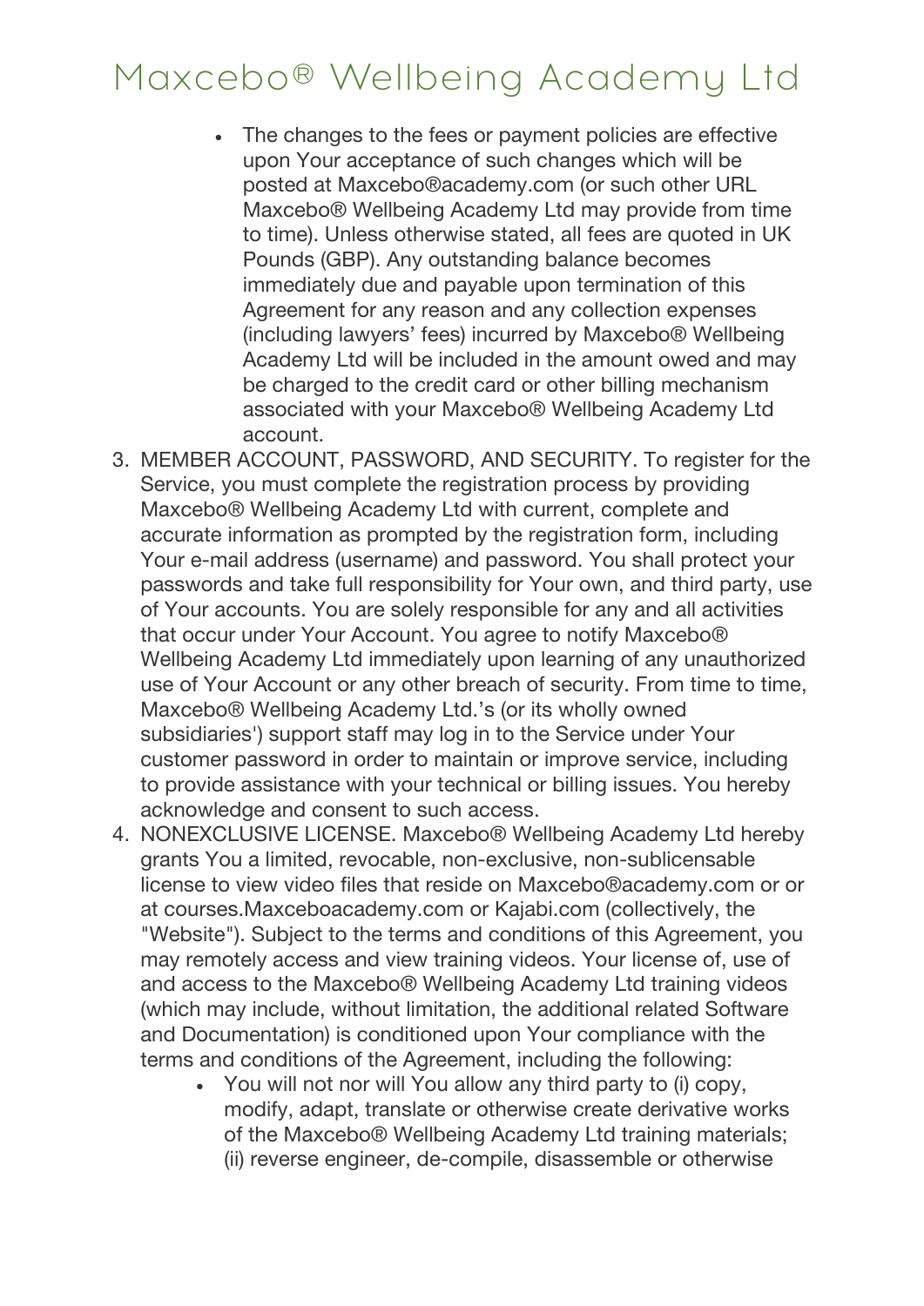- The changes to the fees or payment policies are effective upon Your acceptance of such changes which will be posted at Maxcebo®academy.com (or such other URL Maxcebo® Wellbeing Academy Ltd may provide from time to time). Unless otherwise stated, all fees are quoted in UK Pounds (GBP). Any outstanding balance becomes immediately due and payable upon termination of this Agreement for any reason and any collection expenses (including lawyers' fees) incurred by Maxcebo® Wellbeing Academy Ltd will be included in the amount owed and may be charged to the credit card or other billing mechanism associated with your Maxcebo® Wellbeing Academy Ltd account.

3. MEMBER ACCOUNT, PASSWORD, AND SECURITY. To register for the Service, you must complete the registration process by providing Maxcebo® Wellbeing Academy Ltd with current, complete and accurate information as prompted by the registration form, including Your e-mail address (username) and password. You shall protect your passwords and take full responsibility for Your own, and third party, use of Your accounts. You are solely responsible for any and all activities that occur under Your Account. You agree to notify Maxcebo® Wellbeing Academy Ltd immediately upon learning of any unauthorized use of Your Account or any other breach of security. From time to time, Maxcebo® Wellbeing Academy Ltd.'s (or its wholly owned subsidiaries') support staff may log in to the Service under Your customer password in order to maintain or improve service, including to provide assistance with your technical or billing issues. You hereby acknowledge and consent to such access.
4. NONEXCLUSIVE LICENSE. Maxcebo® Wellbeing Academy Ltd hereby grants You a limited, revocable, non-exclusive, non-sublicensable license to view video files that reside on Maxcebo®academy.com or or at courses.Maxceboacademy.com or Kajabi.com (collectively, the "Website"). Subject to the terms and conditions of this Agreement, you may remotely access and view training videos. Your license of, use of and access to the Maxcebo® Wellbeing Academy Ltd training videos (which may include, without limitation, the additional related Software and Documentation) is conditioned upon Your compliance with the terms and conditions of the Agreement, including the following:
   - You will not nor will You allow any third party to (i) copy, modify, adapt, translate or otherwise create derivative works of the Maxcebo® Wellbeing Academy Ltd training materials; (ii) reverse engineer, de-compile, disassemble or otherwise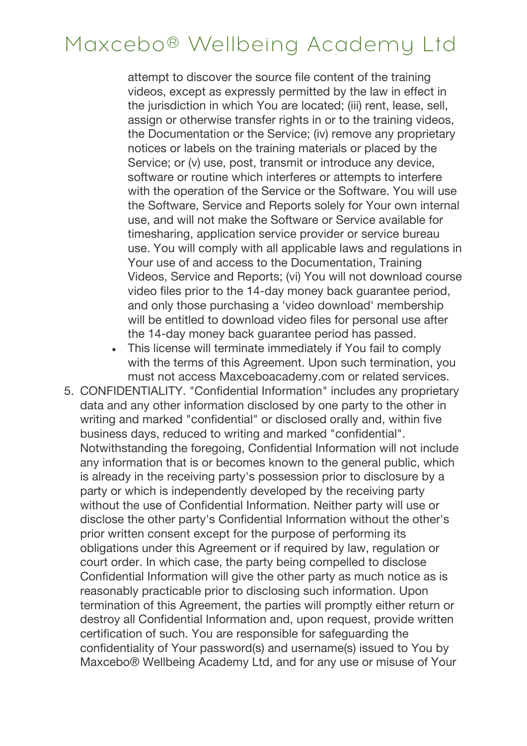attempt to discover the source file content of the training videos, except as expressly permitted by the law in effect in the jurisdiction in which You are located; (iii) rent, lease, sell, assign or otherwise transfer rights in or to the training videos, the Documentation or the Service; (iv) remove any proprietary notices or labels on the training materials or placed by the Service; or (v) use, post, transmit or introduce any device, software or routine which interferes or attempts to interfere with the operation of the Service or the Software. You will use the Software, Service and Reports solely for Your own internal use, and will not make the Software or Service available for timesharing, application service provider or service bureau use. You will comply with all applicable laws and regulations in Your use of and access to the Documentation, Training Videos, Service and Reports; (vi) You will not download course video files prior to the 14-day money back guarantee period, and only those purchasing a 'video download' membership will be entitled to download video files for personal use after the 14-day money back guarantee period has passed.

- This license will terminate immediately if You fail to comply with the terms of this Agreement. Upon such termination, you must not access Maxceboacademy.com or related services.

5. CONFIDENTIALITY. "Confidential Information" includes any proprietary data and any other information disclosed by one party to the other in writing and marked "confidential" or disclosed orally and, within five business days, reduced to writing and marked "confidential". Notwithstanding the foregoing, Confidential Information will not include any information that is or becomes known to the general public, which is already in the receiving party's possession prior to disclosure by a party or which is independently developed by the receiving party without the use of Confidential Information. Neither party will use or disclose the other party's Confidential Information without the other's prior written consent except for the purpose of performing its obligations under this Agreement or if required by law, regulation or court order. In which case, the party being compelled to disclose Confidential Information will give the other party as much notice as is reasonably practicable prior to disclosing such information. Upon termination of this Agreement, the parties will promptly either return or destroy all Confidential Information and, upon request, provide written certification of such. You are responsible for safeguarding the confidentiality of Your password(s) and username(s) issued to You by Maxcebo® Wellbeing Academy Ltd, and for any use or misuse of Your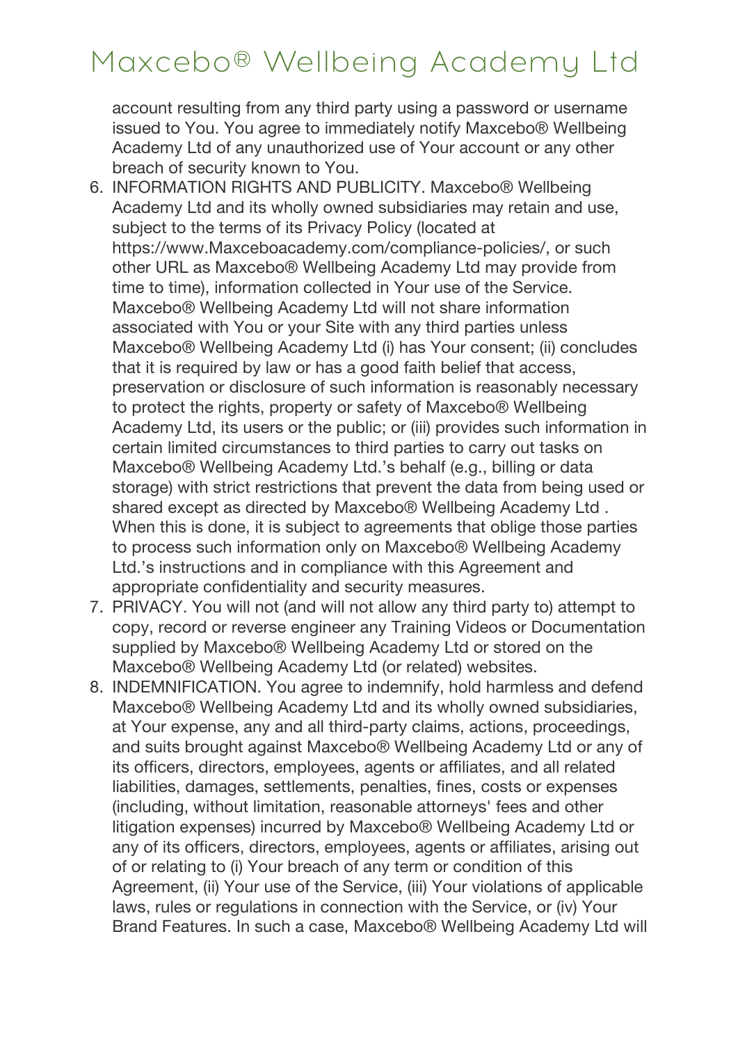account resulting from any third party using a password or username issued to You. You agree to immediately notify Maxcebo® Wellbeing Academy Ltd of any unauthorized use of Your account or any other breach of security known to You.

6. INFORMATION RIGHTS AND PUBLICITY. Maxcebo® Wellbeing Academy Ltd and its wholly owned subsidiaries may retain and use, subject to the terms of its Privacy Policy (located at https://www.Maxceboacademy.com/compliance-policies/, or such other URL as Maxcebo® Wellbeing Academy Ltd may provide from time to time), information collected in Your use of the Service. Maxcebo® Wellbeing Academy Ltd will not share information associated with You or your Site with any third parties unless Maxcebo® Wellbeing Academy Ltd (i) has Your consent; (ii) concludes that it is required by law or has a good faith belief that access, preservation or disclosure of such information is reasonably necessary to protect the rights, property or safety of Maxcebo® Wellbeing Academy Ltd, its users or the public; or (iii) provides such information in certain limited circumstances to third parties to carry out tasks on Maxcebo® Wellbeing Academy Ltd.'s behalf (e.g., billing or data storage) with strict restrictions that prevent the data from being used or shared except as directed by Maxcebo® Wellbeing Academy Ltd . When this is done, it is subject to agreements that oblige those parties to process such information only on Maxcebo® Wellbeing Academy Ltd.'s instructions and in compliance with this Agreement and appropriate confidentiality and security measures.
7. PRIVACY. You will not (and will not allow any third party to) attempt to copy, record or reverse engineer any Training Videos or Documentation supplied by Maxcebo® Wellbeing Academy Ltd or stored on the Maxcebo® Wellbeing Academy Ltd (or related) websites.
8. INDEMNIFICATION. You agree to indemnify, hold harmless and defend Maxcebo® Wellbeing Academy Ltd and its wholly owned subsidiaries, at Your expense, any and all third-party claims, actions, proceedings, and suits brought against Maxcebo® Wellbeing Academy Ltd or any of its officers, directors, employees, agents or affiliates, and all related liabilities, damages, settlements, penalties, fines, costs or expenses (including, without limitation, reasonable attorneys' fees and other litigation expenses) incurred by Maxcebo® Wellbeing Academy Ltd or any of its officers, directors, employees, agents or affiliates, arising out of or relating to (i) Your breach of any term or condition of this Agreement, (ii) Your use of the Service, (iii) Your violations of applicable laws, rules or regulations in connection with the Service, or (iv) Your Brand Features. In such a case, Maxcebo® Wellbeing Academy Ltd will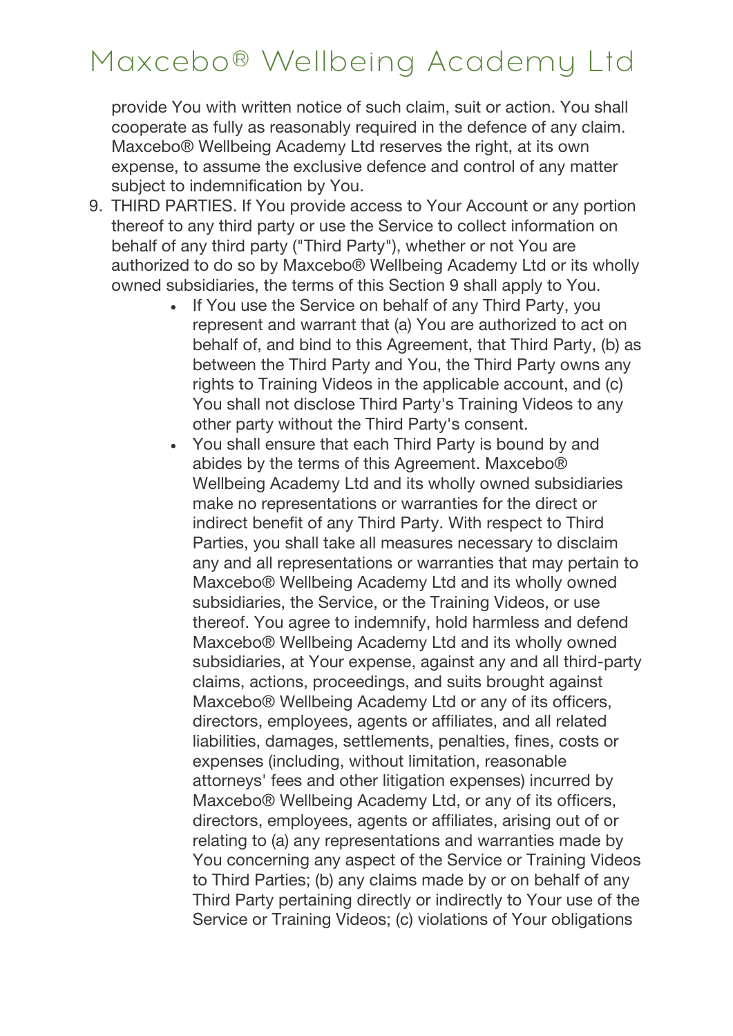provide You with written notice of such claim, suit or action. You shall cooperate as fully as reasonably required in the defence of any claim. Maxcebo® Wellbeing Academy Ltd reserves the right, at its own expense, to assume the exclusive defence and control of any matter subject to indemnification by You.

9. THIRD PARTIES. If You provide access to Your Account or any portion thereof to any third party or use the Service to collect information on behalf of any third party ("Third Party"), whether or not You are authorized to do so by Maxcebo® Wellbeing Academy Ltd or its wholly owned subsidiaries, the terms of this Section 9 shall apply to You.
    - If You use the Service on behalf of any Third Party, you represent and warrant that (a) You are authorized to act on behalf of, and bind to this Agreement, that Third Party, (b) as between the Third Party and You, the Third Party owns any rights to Training Videos in the applicable account, and (c) You shall not disclose Third Party's Training Videos to any other party without the Third Party's consent.
    - You shall ensure that each Third Party is bound by and abides by the terms of this Agreement. Maxcebo® Wellbeing Academy Ltd and its wholly owned subsidiaries make no representations or warranties for the direct or indirect benefit of any Third Party. With respect to Third Parties, you shall take all measures necessary to disclaim any and all representations or warranties that may pertain to Maxcebo® Wellbeing Academy Ltd and its wholly owned subsidiaries, the Service, or the Training Videos, or use thereof. You agree to indemnify, hold harmless and defend Maxcebo® Wellbeing Academy Ltd and its wholly owned subsidiaries, at Your expense, against any and all third-party claims, actions, proceedings, and suits brought against Maxcebo® Wellbeing Academy Ltd or any of its officers, directors, employees, agents or affiliates, and all related liabilities, damages, settlements, penalties, fines, costs or expenses (including, without limitation, reasonable attorneys' fees and other litigation expenses) incurred by Maxcebo® Wellbeing Academy Ltd, or any of its officers, directors, employees, agents or affiliates, arising out of or relating to (a) any representations and warranties made by You concerning any aspect of the Service or Training Videos to Third Parties; (b) any claims made by or on behalf of any Third Party pertaining directly or indirectly to Your use of the Service or Training Videos; (c) violations of Your obligations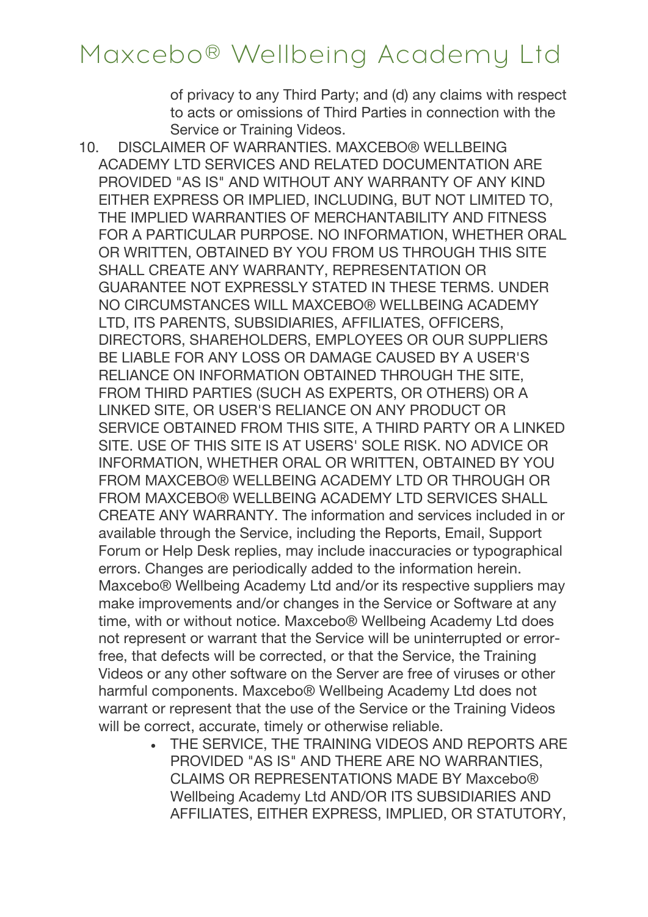of privacy to any Third Party; and (d) any claims with respect to acts or omissions of Third Parties in connection with the Service or Training Videos.

10. DISCLAIMER OF WARRANTIES. MAXCEBO® WELLBEING ACADEMY LTD SERVICES AND RELATED DOCUMENTATION ARE PROVIDED "AS IS" AND WITHOUT ANY WARRANTY OF ANY KIND EITHER EXPRESS OR IMPLIED, INCLUDING, BUT NOT LIMITED TO, THE IMPLIED WARRANTIES OF MERCHANTABILITY AND FITNESS FOR A PARTICULAR PURPOSE. NO INFORMATION, WHETHER ORAL OR WRITTEN, OBTAINED BY YOU FROM US THROUGH THIS SITE SHALL CREATE ANY WARRANTY, REPRESENTATION OR GUARANTEE NOT EXPRESSLY STATED IN THESE TERMS. UNDER NO CIRCUMSTANCES WILL MAXCEBO® WELLBEING ACADEMY LTD, ITS PARENTS, SUBSIDIARIES, AFFILIATES, OFFICERS, DIRECTORS, SHAREHOLDERS, EMPLOYEES OR OUR SUPPLIERS BE LIABLE FOR ANY LOSS OR DAMAGE CAUSED BY A USER'S RELIANCE ON INFORMATION OBTAINED THROUGH THE SITE, FROM THIRD PARTIES (SUCH AS EXPERTS, OR OTHERS) OR A LINKED SITE, OR USER'S RELIANCE ON ANY PRODUCT OR SERVICE OBTAINED FROM THIS SITE, A THIRD PARTY OR A LINKED SITE. USE OF THIS SITE IS AT USERS' SOLE RISK. NO ADVICE OR INFORMATION, WHETHER ORAL OR WRITTEN, OBTAINED BY YOU FROM MAXCEBO® WELLBEING ACADEMY LTD OR THROUGH OR FROM MAXCEBO® WELLBEING ACADEMY LTD SERVICES SHALL CREATE ANY WARRANTY. The information and services included in or available through the Service, including the Reports, Email, Support Forum or Help Desk replies, may include inaccuracies or typographical errors. Changes are periodically added to the information herein. Maxcebo® Wellbeing Academy Ltd and/or its respective suppliers may make improvements and/or changes in the Service or Software at any time, with or without notice. Maxcebo® Wellbeing Academy Ltd does not represent or warrant that the Service will be uninterrupted or error-free, that defects will be corrected, or that the Service, the Training Videos or any other software on the Server are free of viruses or other harmful components. Maxcebo® Wellbeing Academy Ltd does not warrant or represent that the use of the Service or the Training Videos will be correct, accurate, timely or otherwise reliable.
    - THE SERVICE, THE TRAINING VIDEOS AND REPORTS ARE PROVIDED "AS IS" AND THERE ARE NO WARRANTIES, CLAIMS OR REPRESENTATIONS MADE BY Maxcebo® Wellbeing Academy Ltd AND/OR ITS SUBSIDIARIES AND AFFILIATES, EITHER EXPRESS, IMPLIED, OR STATUTORY,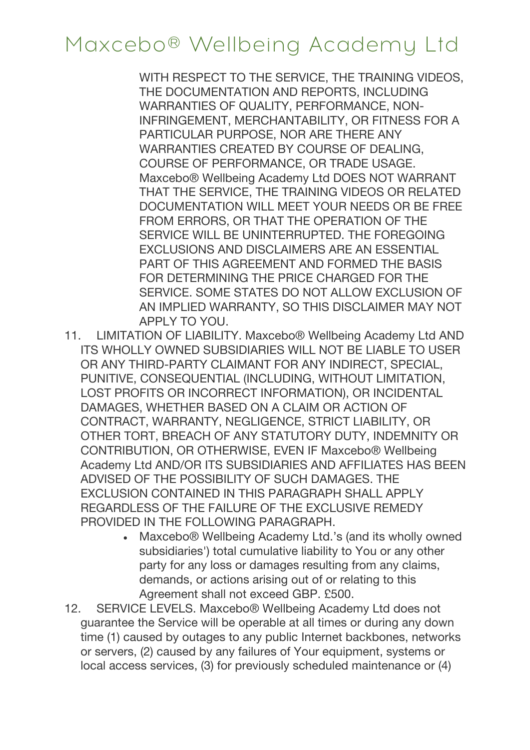WITH RESPECT TO THE SERVICE, THE TRAINING VIDEOS, THE DOCUMENTATION AND REPORTS, INCLUDING WARRANTIES OF QUALITY, PERFORMANCE, NON-INFRINGEMENT, MERCHANTABILITY, OR FITNESS FOR A PARTICULAR PURPOSE, NOR ARE THERE ANY WARRANTIES CREATED BY COURSE OF DEALING, COURSE OF PERFORMANCE, OR TRADE USAGE. Maxcebo® Wellbeing Academy Ltd DOES NOT WARRANT THAT THE SERVICE, THE TRAINING VIDEOS OR RELATED DOCUMENTATION WILL MEET YOUR NEEDS OR BE FREE FROM ERRORS, OR THAT THE OPERATION OF THE SERVICE WILL BE UNINTERRUPTED. THE FOREGOING EXCLUSIONS AND DISCLAIMERS ARE AN ESSENTIAL PART OF THIS AGREEMENT AND FORMED THE BASIS FOR DETERMINING THE PRICE CHARGED FOR THE SERVICE. SOME STATES DO NOT ALLOW EXCLUSION OF AN IMPLIED WARRANTY, SO THIS DISCLAIMER MAY NOT APPLY TO YOU.

11. LIMITATION OF LIABILITY. Maxcebo® Wellbeing Academy Ltd AND ITS WHOLLY OWNED SUBSIDIARIES WILL NOT BE LIABLE TO USER OR ANY THIRD-PARTY CLAIMANT FOR ANY INDIRECT, SPECIAL, PUNITIVE, CONSEQUENTIAL (INCLUDING, WITHOUT LIMITATION, LOST PROFITS OR INCORRECT INFORMATION), OR INCIDENTAL DAMAGES, WHETHER BASED ON A CLAIM OR ACTION OF CONTRACT, WARRANTY, NEGLIGENCE, STRICT LIABILITY, OR OTHER TORT, BREACH OF ANY STATUTORY DUTY, INDEMNITY OR CONTRIBUTION, OR OTHERWISE, EVEN IF Maxcebo® Wellbeing Academy Ltd AND/OR ITS SUBSIDIARIES AND AFFILIATES HAS BEEN ADVISED OF THE POSSIBILITY OF SUCH DAMAGES. THE EXCLUSION CONTAINED IN THIS PARAGRAPH SHALL APPLY REGARDLESS OF THE FAILURE OF THE EXCLUSIVE REMEDY PROVIDED IN THE FOLLOWING PARAGRAPH.
    - Maxcebo® Wellbeing Academy Ltd.'s (and its wholly owned subsidiaries') total cumulative liability to You or any other party for any loss or damages resulting from any claims, demands, or actions arising out of or relating to this Agreement shall not exceed GBP. £500.
12. SERVICE LEVELS. Maxcebo® Wellbeing Academy Ltd does not guarantee the Service will be operable at all times or during any down time (1) caused by outages to any public Internet backbones, networks or servers, (2) caused by any failures of Your equipment, systems or local access services, (3) for previously scheduled maintenance or (4)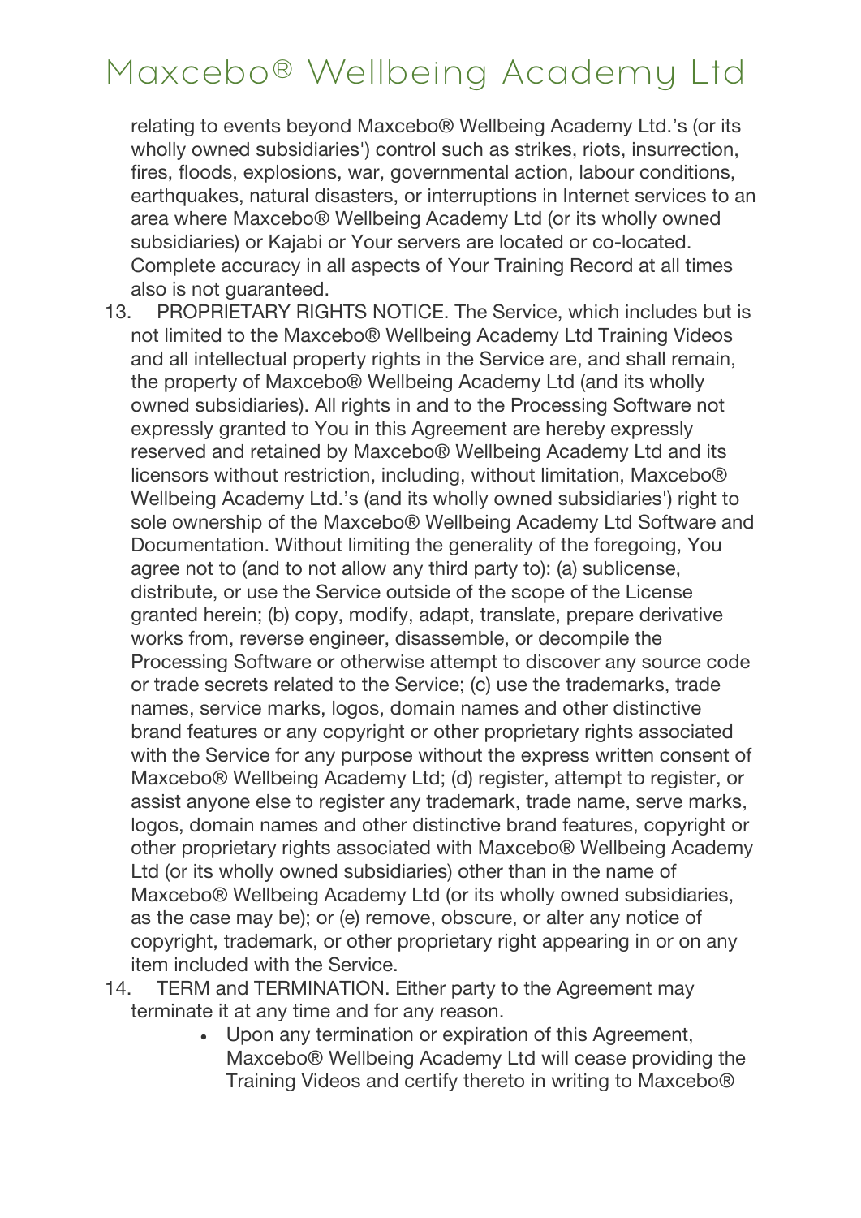relating to events beyond Maxcebo® Wellbeing Academy Ltd.'s (or its wholly owned subsidiaries') control such as strikes, riots, insurrection, fires, floods, explosions, war, governmental action, labour conditions, earthquakes, natural disasters, or interruptions in Internet services to an area where Maxcebo® Wellbeing Academy Ltd (or its wholly owned subsidiaries) or Kajabi or Your servers are located or co-located. Complete accuracy in all aspects of Your Training Record at all times also is not guaranteed.

13. PROPRIETARY RIGHTS NOTICE. The Service, which includes but is not limited to the Maxcebo® Wellbeing Academy Ltd Training Videos and all intellectual property rights in the Service are, and shall remain, the property of Maxcebo® Wellbeing Academy Ltd (and its wholly owned subsidiaries). All rights in and to the Processing Software not expressly granted to You in this Agreement are hereby expressly reserved and retained by Maxcebo® Wellbeing Academy Ltd and its licensors without restriction, including, without limitation, Maxcebo® Wellbeing Academy Ltd.'s (and its wholly owned subsidiaries') right to sole ownership of the Maxcebo® Wellbeing Academy Ltd Software and Documentation. Without limiting the generality of the foregoing, You agree not to (and to not allow any third party to): (a) sublicense, distribute, or use the Service outside of the scope of the License granted herein; (b) copy, modify, adapt, translate, prepare derivative works from, reverse engineer, disassemble, or decompile the Processing Software or otherwise attempt to discover any source code or trade secrets related to the Service; (c) use the trademarks, trade names, service marks, logos, domain names and other distinctive brand features or any copyright or other proprietary rights associated with the Service for any purpose without the express written consent of Maxcebo® Wellbeing Academy Ltd; (d) register, attempt to register, or assist anyone else to register any trademark, trade name, serve marks, logos, domain names and other distinctive brand features, copyright or other proprietary rights associated with Maxcebo® Wellbeing Academy Ltd (or its wholly owned subsidiaries) other than in the name of Maxcebo® Wellbeing Academy Ltd (or its wholly owned subsidiaries, as the case may be); or (e) remove, obscure, or alter any notice of copyright, trademark, or other proprietary right appearing in or on any item included with the Service.
14. TERM and TERMINATION. Either party to the Agreement may terminate it at any time and for any reason.
    - Upon any termination or expiration of this Agreement, Maxcebo® Wellbeing Academy Ltd will cease providing the Training Videos and certify thereto in writing to Maxcebo®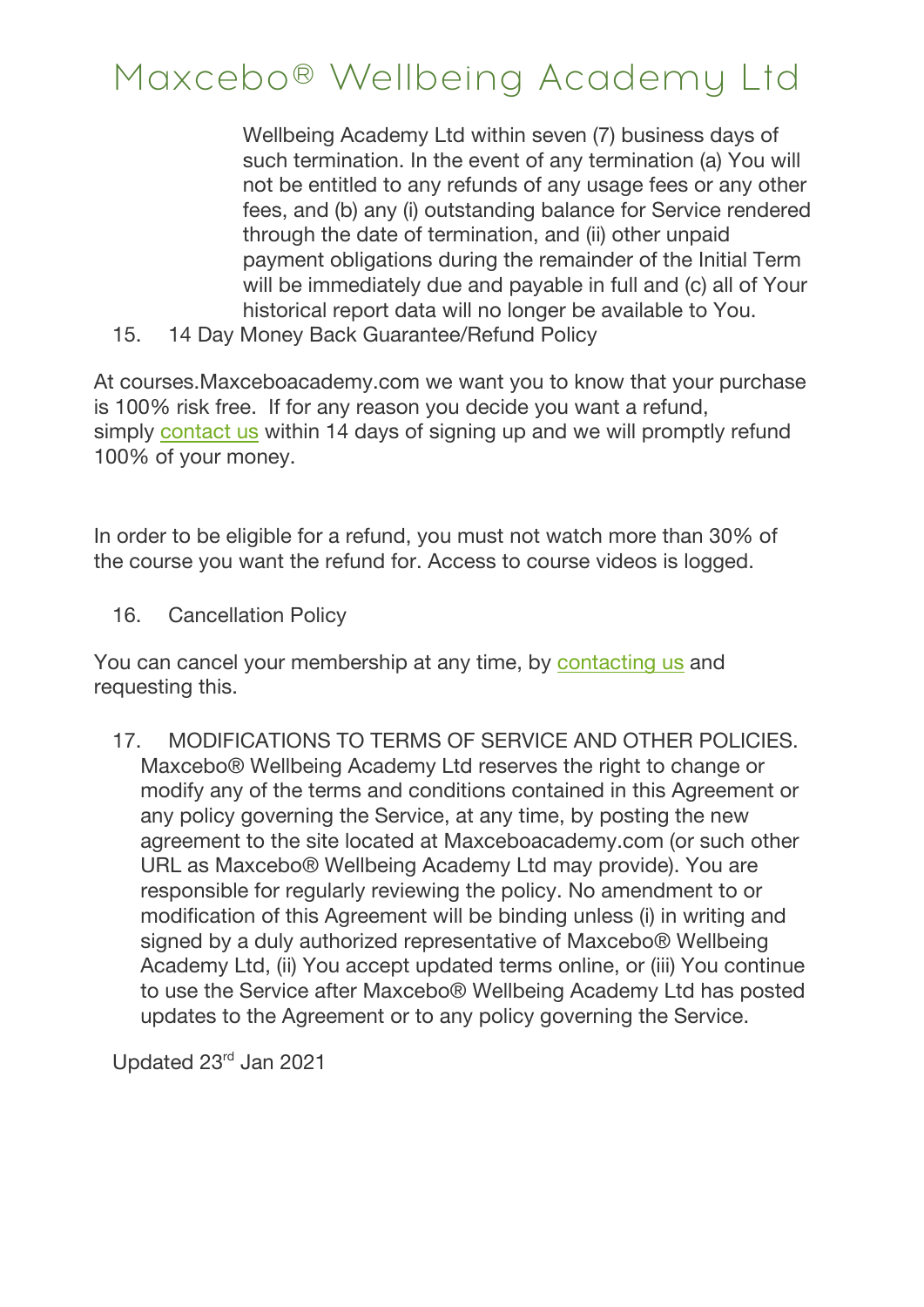Wellbeing Academy Ltd within seven (7) business days of such termination. In the event of any termination (a) You will not be entitled to any refunds of any usage fees or any other fees, and (b) any (i) outstanding balance for Service rendered through the date of termination, and (ii) other unpaid payment obligations during the remainder of the Initial Term will be immediately due and payable in full and (c) all of Your historical report data will no longer be available to You.

15. 14 Day Money Back Guarantee/Refund Policy

At courses.Maxceboacademy.com we want you to know that your purchase is 100% risk free. If for any reason you decide you want a refund, simply contact us within 14 days of signing up and we will promptly refund 100% of your money.

In order to be eligible for a refund, you must not watch more than 30% of the course you want the refund for. Access to course videos is logged.

16. Cancellation Policy

You can cancel your membership at any time, by contacting us and requesting this.

17. MODIFICATIONS TO TERMS OF SERVICE AND OTHER POLICIES. Maxcebo® Wellbeing Academy Ltd reserves the right to change or modify any of the terms and conditions contained in this Agreement or any policy governing the Service, at any time, by posting the new agreement to the site located at Maxceboacademy.com (or such other URL as Maxcebo® Wellbeing Academy Ltd may provide). You are responsible for regularly reviewing the policy. No amendment to or modification of this Agreement will be binding unless (i) in writing and signed by a duly authorized representative of Maxcebo® Wellbeing Academy Ltd, (ii) You accept updated terms online, or (iii) You continue to use the Service after Maxcebo® Wellbeing Academy Ltd has posted updates to the Agreement or to any policy governing the Service.

Updated 23rd Jan 2021